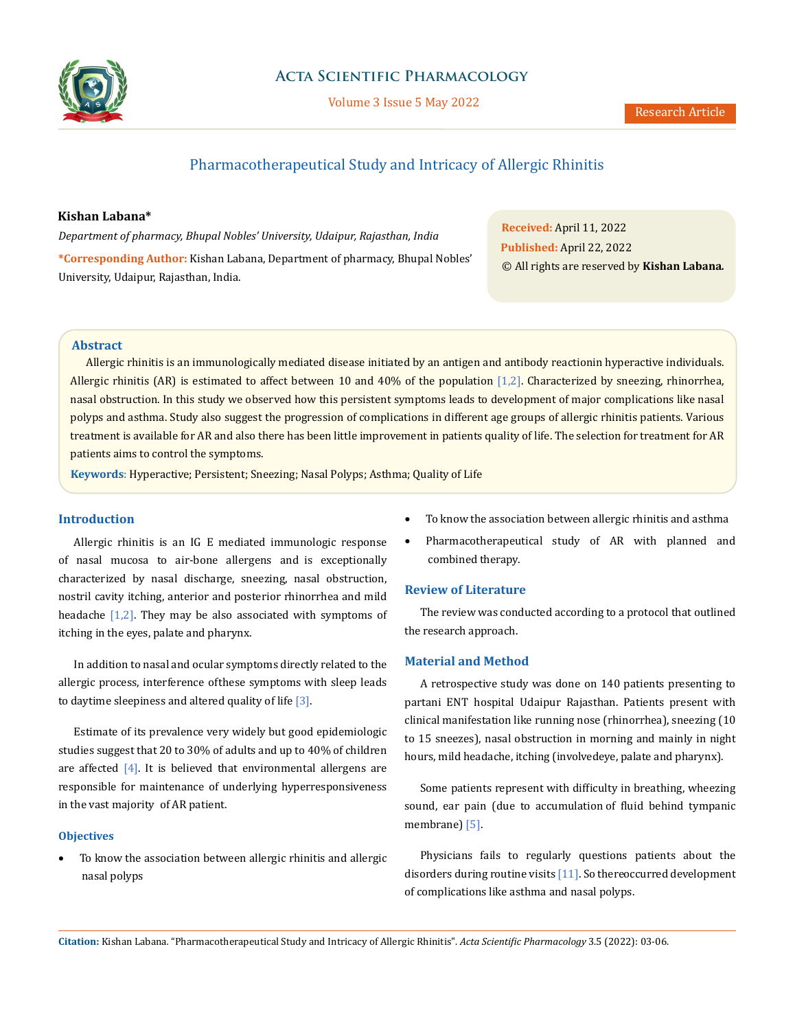# Pharmacotherapeutical Study and Intricacy of Allergic Rhinitis

**Kishan Labana***

*Department of pharmacy, Bhupal Nobles' University, Udaipur, Rajasthan, India*

***Corresponding Author:** Kishan Labana, Department of pharmacy, Bhupal Nobles' University, Udaipur, Rajasthan, India.

**Received:** April 11, 2022
**Published:** April 22, 2022
© All rights are reserved by **Kishan Labana.**

## Abstract

Allergic rhinitis is an immunologically mediated disease initiated by an antigen and antibody reactionin hyperactive individuals. Allergic rhinitis (AR) is estimated to affect between 10 and 40% of the population [1,2]. Characterized by sneezing, rhinorrhea, nasal obstruction. In this study we observed how this persistent symptoms leads to development of major complications like nasal polyps and asthma. Study also suggest the progression of complications in different age groups of allergic rhinitis patients. Various treatment is available for AR and also there has been little improvement in patients quality of life. The selection for treatment for AR patients aims to control the symptoms.

**Keywords**: Hyperactive; Persistent; Sneezing; Nasal Polyps; Asthma; Quality of Life

## Introduction

Allergic rhinitis is an IG E mediated immunologic response of nasal mucosa to air-bone allergens and is exceptionally characterized by nasal discharge, sneezing, nasal obstruction, nostril cavity itching, anterior and posterior rhinorrhea and mild headache [1,2]. They may be also associated with symptoms of itching in the eyes, palate and pharynx.

In addition to nasal and ocular symptoms directly related to the allergic process, interference ofthese symptoms with sleep leads to daytime sleepiness and altered quality of life [3].

Estimate of its prevalence very widely but good epidemiologic studies suggest that 20 to 30% of adults and up to 40% of children are affected [4]. It is believed that environmental allergens are responsible for maintenance of underlying hyperresponsiveness in the vast majority of AR patient.

### Objectives

- To know the association between allergic rhinitis and allergic nasal polyps
- To know the association between allergic rhinitis and asthma
- Pharmacotherapeutical study of AR with planned and combined therapy.

## Review of Literature

The review was conducted according to a protocol that outlined the research approach.

## Material and Method

A retrospective study was done on 140 patients presenting to partani ENT hospital Udaipur Rajasthan. Patients present with clinical manifestation like running nose (rhinorrhea), sneezing (10 to 15 sneezes), nasal obstruction in morning and mainly in night hours, mild headache, itching (involvedeye, palate and pharynx).

Some patients represent with difficulty in breathing, wheezing sound, ear pain (due to accumulation of fluid behind tympanic membrane) [5].

Physicians fails to regularly questions patients about the disorders during routine visits [11]. So thereoccurred development of complications like asthma and nasal polyps.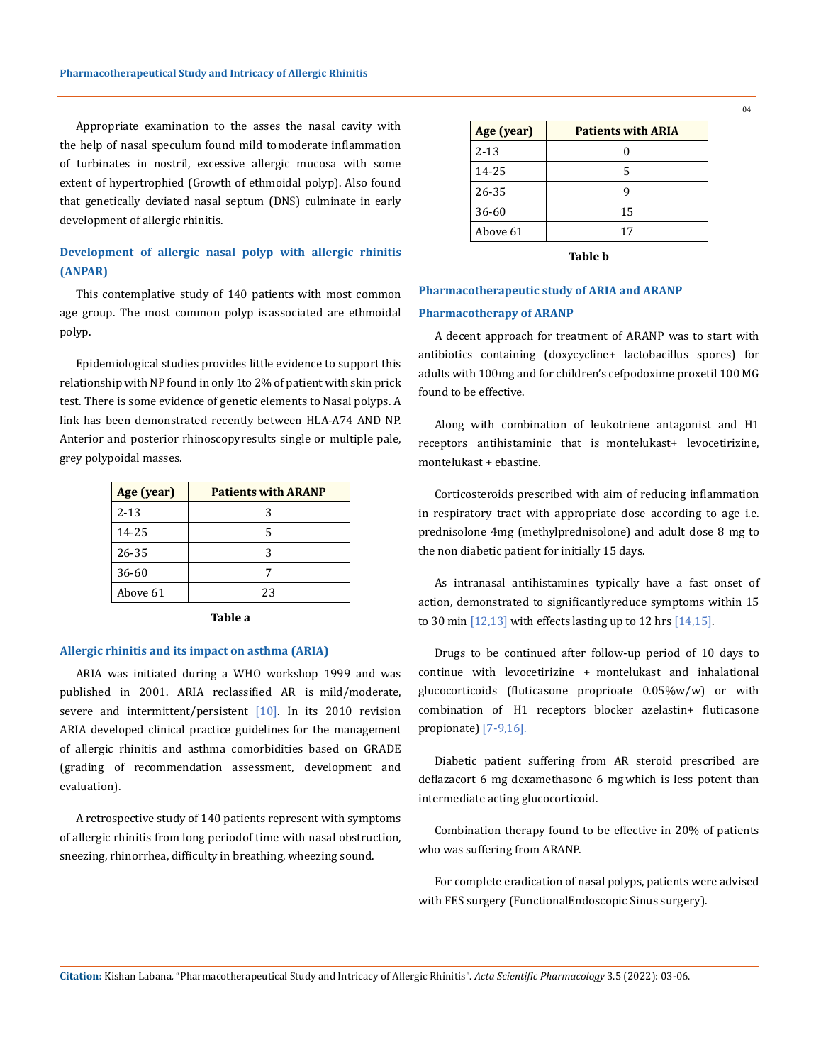Appropriate examination to the asses the nasal cavity with the help of nasal speculum found mild to moderate inflammation of turbinates in nostril, excessive allergic mucosa with some extent of hypertrophied (Growth of ethmoidal polyp). Also found that genetically deviated nasal septum (DNS) culminate in early development of allergic rhinitis.

### Development of allergic nasal polyp with allergic rhinitis (ANPAR)

This contemplative study of 140 patients with most common age group. The most common polyp is associated are ethmoidal polyp.

Epidemiological studies provides little evidence to support this relationship with NP found in only 1to 2% of patient with skin prick test. There is some evidence of genetic elements to Nasal polyps. A link has been demonstrated recently between HLA-A74 AND NP. Anterior and posterior rhinoscopy results single or multiple pale, grey polypoidal masses.

| Age (year) | Patients with ARANP |
|---|---|
| 2-13 | 3 |
| 14-25 | 5 |
| 26-35 | 3 |
| 36-60 | 7 |
| Above 61 | 23 |

**Table a**

### Allergic rhinitis and its impact on asthma (ARIA)

ARIA was initiated during a WHO workshop 1999 and was published in 2001. ARIA reclassified AR is mild/moderate, severe and intermittent/persistent [10]. In its 2010 revision ARIA developed clinical practice guidelines for the management of allergic rhinitis and asthma comorbidities based on GRADE (grading of recommendation assessment, development and evaluation).

A retrospective study of 140 patients represent with symptoms of allergic rhinitis from long period of time with nasal obstruction, sneezing, rhinorrhea, difficulty in breathing, wheezing sound.

| Age (year) | Patients with ARIA |
|---|---|
| 2-13 | 0 |
| 14-25 | 5 |
| 26-35 | 9 |
| 36-60 | 15 |
| Above 61 | 17 |

**Table b**

### Pharmacotherapeutic study of ARIA and ARANP

### Pharmacotherapy of ARANP

A decent approach for treatment of ARANP was to start with antibiotics containing (doxycycline+ lactobacillus spores) for adults with 100mg and for children's cefpodoxime proxetil 100 MG found to be effective.

Along with combination of leukotriene antagonist and H1 receptors antihistaminic that is montelukast+ levocetirizine, montelukast + ebastine.

Corticosteroids prescribed with aim of reducing inflammation in respiratory tract with appropriate dose according to age i.e. prednisolone 4mg (methylprednisolone) and adult dose 8 mg to the non diabetic patient for initially 15 days.

As intranasal antihistamines typically have a fast onset of action, demonstrated to significantly reduce symptoms within 15 to 30 min [12,13] with effects lasting up to 12 hrs [14,15].

Drugs to be continued after follow-up period of 10 days to continue with levocetirizine + montelukast and inhalational glucocorticoids (fluticasone proprioate 0.05%w/w) or with combination of H1 receptors blocker azelastin+ fluticasone propionate) [7-9,16].

Diabetic patient suffering from AR steroid prescribed are deflazacort 6 mg dexamethasone 6 mg which is less potent than intermediate acting glucocorticoid.

Combination therapy found to be effective in 20% of patients who was suffering from ARANP.

For complete eradication of nasal polyps, patients were advised with FES surgery (FunctionalEndoscopic Sinus surgery).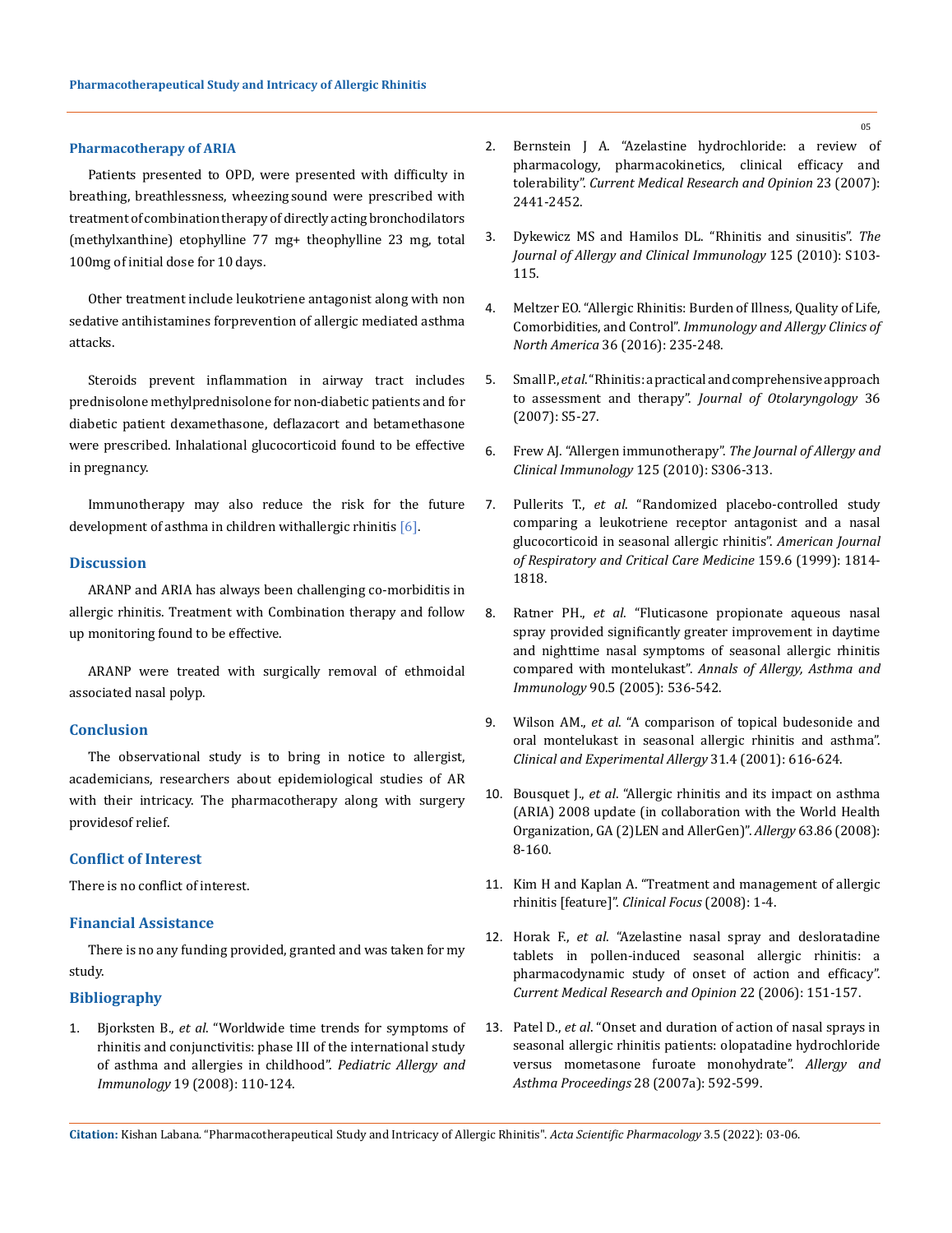### Pharmacotherapy of ARIA

Patients presented to OPD, were presented with difficulty in breathing, breathlessness, wheezing sound were prescribed with treatment of combination therapy of directly acting bronchodilators (methylxanthine) etophylline 77 mg+ theophylline 23 mg, total 100mg of initial dose for 10 days.

Other treatment include leukotriene antagonist along with non sedative antihistamines forprevention of allergic mediated asthma attacks.

Steroids prevent inflammation in airway tract includes prednisolone methylprednisolone for non-diabetic patients and for diabetic patient dexamethasone, deflazacort and betamethasone were prescribed. Inhalational glucocorticoid found to be effective in pregnancy.

Immunotherapy may also reduce the risk for the future development of asthma in children withallergic rhinitis [6].

## Discussion

ARANP and ARIA has always been challenging co-morbiditis in allergic rhinitis. Treatment with Combination therapy and follow up monitoring found to be effective.

ARANP were treated with surgically removal of ethmoidal associated nasal polyp.

## Conclusion

The observational study is to bring in notice to allergist, academicians, researchers about epidemiological studies of AR with their intricacy. The pharmacotherapy along with surgery providesof relief.

## Conflict of Interest

There is no conflict of interest.

## Financial Assistance

There is no any funding provided, granted and was taken for my study.

## Bibliography

1. Bjorksten B., *et al*. "Worldwide time trends for symptoms of rhinitis and conjunctivitis: phase III of the international study of asthma and allergies in childhood". *Pediatric Allergy and Immunology* 19 (2008): 110-124.
2. Bernstein J A. "Azelastine hydrochloride: a review of pharmacology, pharmacokinetics, clinical efficacy and tolerability". *Current Medical Research and Opinion* 23 (2007): 2441-2452.
3. Dykewicz MS and Hamilos DL. "Rhinitis and sinusitis". *The Journal of Allergy and Clinical Immunology* 125 (2010): S103-115.
4. Meltzer EO. "Allergic Rhinitis: Burden of Illness, Quality of Life, Comorbidities, and Control". *Immunology and Allergy Clinics of North America* 36 (2016): 235-248.
5. Small P., *et al*. "Rhinitis: a practical and comprehensive approach to assessment and therapy". *Journal of Otolaryngology* 36 (2007): S5-27.
6. Frew AJ. "Allergen immunotherapy". *The Journal of Allergy and Clinical Immunology* 125 (2010): S306-313.
7. Pullerits T., *et al*. "Randomized placebo-controlled study comparing a leukotriene receptor antagonist and a nasal glucocorticoid in seasonal allergic rhinitis". *American Journal of Respiratory and Critical Care Medicine* 159.6 (1999): 1814-1818.
8. Ratner PH., *et al*. "Fluticasone propionate aqueous nasal spray provided significantly greater improvement in daytime and nighttime nasal symptoms of seasonal allergic rhinitis compared with montelukast". *Annals of Allergy, Asthma and Immunology* 90.5 (2005): 536-542.
9. Wilson AM., *et al*. "A comparison of topical budesonide and oral montelukast in seasonal allergic rhinitis and asthma". *Clinical and Experimental Allergy* 31.4 (2001): 616-624.
10. Bousquet J., *et al*. "Allergic rhinitis and its impact on asthma (ARIA) 2008 update (in collaboration with the World Health Organization, GA (2)LEN and AllerGen)". *Allergy* 63.86 (2008): 8-160.
11. Kim H and Kaplan A. "Treatment and management of allergic rhinitis [feature]". *Clinical Focus* (2008): 1-4.
12. Horak F., *et al*. "Azelastine nasal spray and desloratadine tablets in pollen-induced seasonal allergic rhinitis: a pharmacodynamic study of onset of action and efficacy". *Current Medical Research and Opinion* 22 (2006): 151-157.
13. Patel D., *et al*. "Onset and duration of action of nasal sprays in seasonal allergic rhinitis patients: olopatadine hydrochloride versus mometasone furoate monohydrate". *Allergy and Asthma Proceedings* 28 (2007a): 592-599.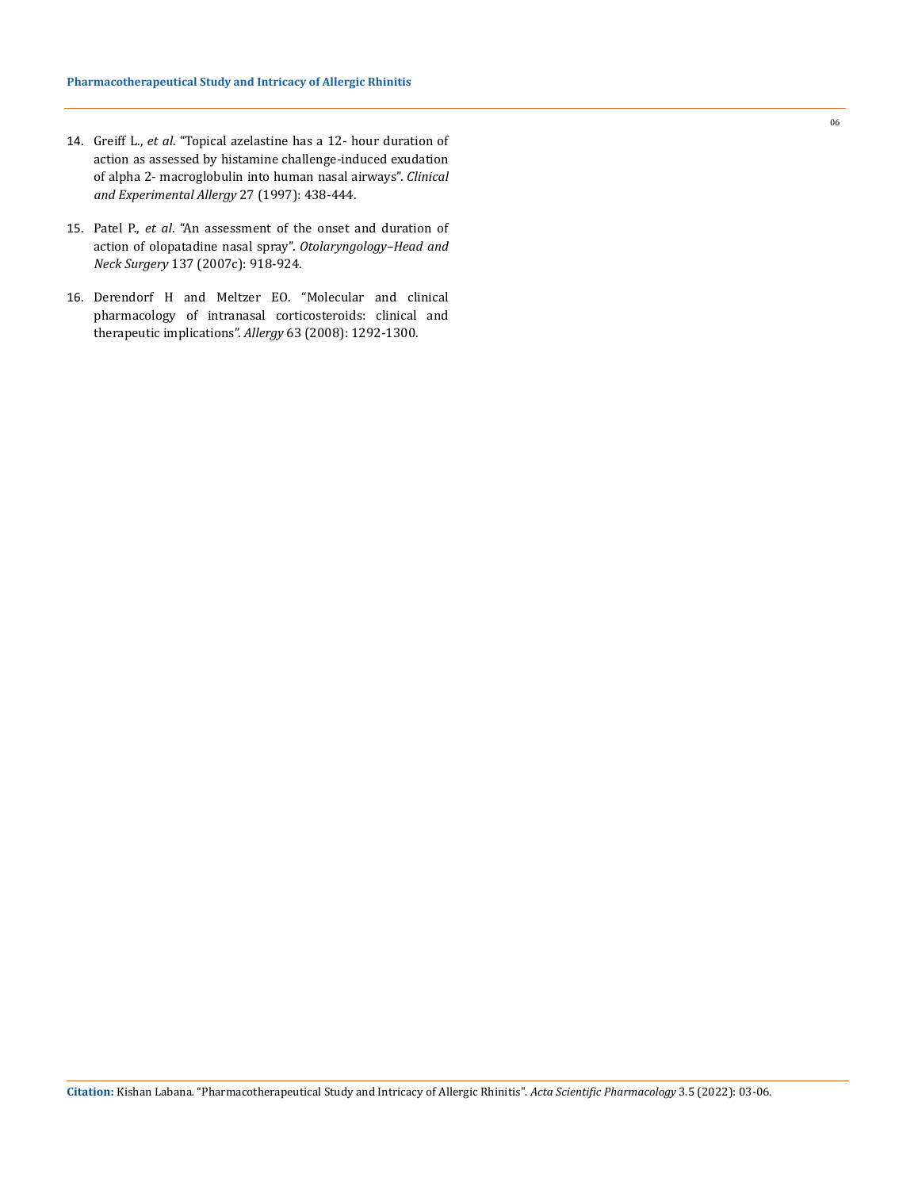14. Greiff L., *et al*. "Topical azelastine has a 12- hour duration of action as assessed by histamine challenge-induced exudation of alpha 2- macroglobulin into human nasal airways". *Clinical and Experimental Allergy* 27 (1997): 438-444.

15. Patel P., *et al*. "An assessment of the onset and duration of action of olopatadine nasal spray". *Otolaryngology–Head and Neck Surgery* 137 (2007c): 918-924.

16. Derendorf H and Meltzer EO. "Molecular and clinical pharmacology of intranasal corticosteroids: clinical and therapeutic implications". *Allergy* 63 (2008): 1292-1300.